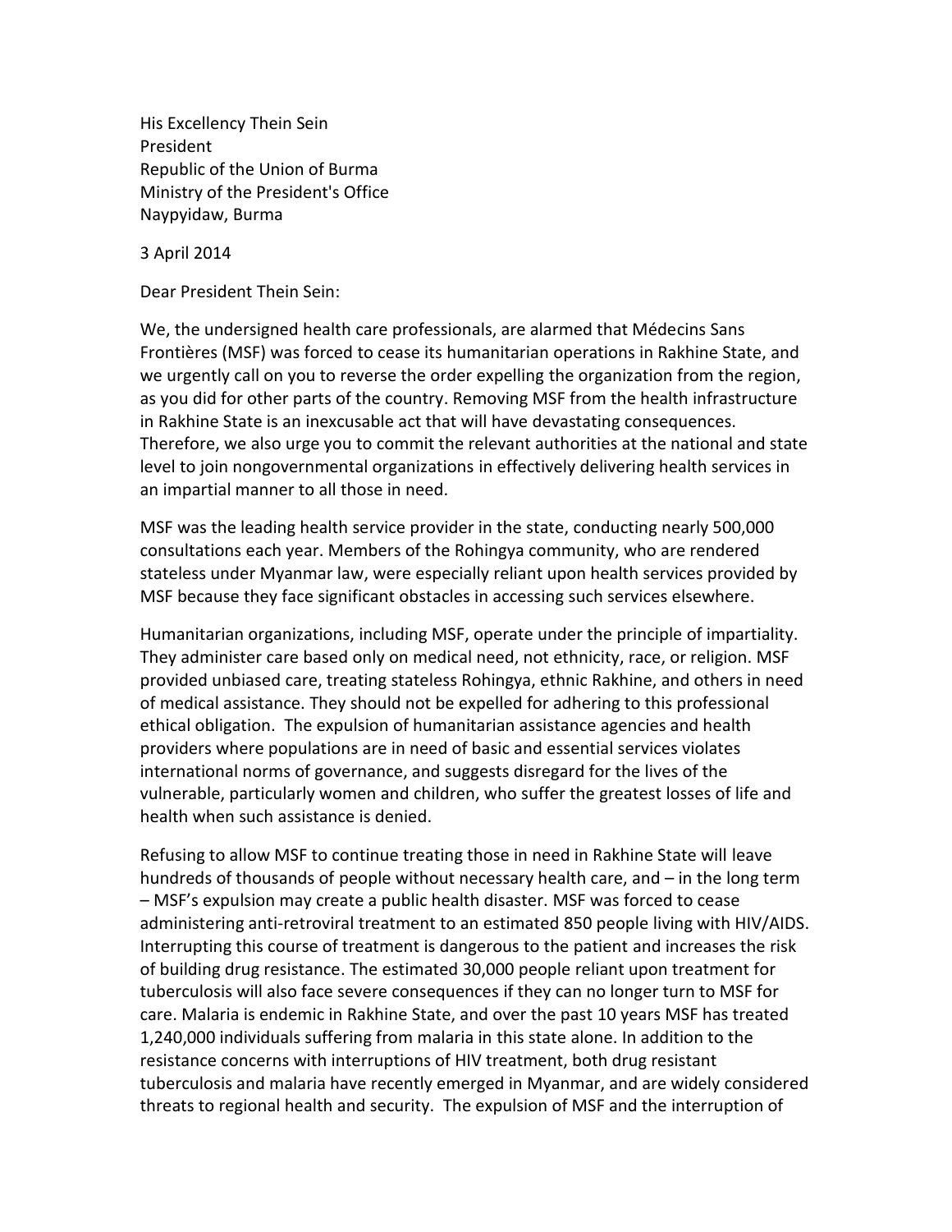His Excellency Thein Sein
President
Republic of the Union of Burma
Ministry of the President's Office
Naypyidaw, Burma

3 April 2014

Dear President Thein Sein:

We, the undersigned health care professionals, are alarmed that Médecins Sans Frontières (MSF) was forced to cease its humanitarian operations in Rakhine State, and we urgently call on you to reverse the order expelling the organization from the region, as you did for other parts of the country. Removing MSF from the health infrastructure in Rakhine State is an inexcusable act that will have devastating consequences. Therefore, we also urge you to commit the relevant authorities at the national and state level to join nongovernmental organizations in effectively delivering health services in an impartial manner to all those in need.

MSF was the leading health service provider in the state, conducting nearly 500,000 consultations each year. Members of the Rohingya community, who are rendered stateless under Myanmar law, were especially reliant upon health services provided by MSF because they face significant obstacles in accessing such services elsewhere.

Humanitarian organizations, including MSF, operate under the principle of impartiality. They administer care based only on medical need, not ethnicity, race, or religion. MSF provided unbiased care, treating stateless Rohingya, ethnic Rakhine, and others in need of medical assistance. They should not be expelled for adhering to this professional ethical obligation. The expulsion of humanitarian assistance agencies and health providers where populations are in need of basic and essential services violates international norms of governance, and suggests disregard for the lives of the vulnerable, particularly women and children, who suffer the greatest losses of life and health when such assistance is denied.

Refusing to allow MSF to continue treating those in need in Rakhine State will leave hundreds of thousands of people without necessary health care, and – in the long term – MSF's expulsion may create a public health disaster. MSF was forced to cease administering anti-retroviral treatment to an estimated 850 people living with HIV/AIDS. Interrupting this course of treatment is dangerous to the patient and increases the risk of building drug resistance. The estimated 30,000 people reliant upon treatment for tuberculosis will also face severe consequences if they can no longer turn to MSF for care. Malaria is endemic in Rakhine State, and over the past 10 years MSF has treated 1,240,000 individuals suffering from malaria in this state alone. In addition to the resistance concerns with interruptions of HIV treatment, both drug resistant tuberculosis and malaria have recently emerged in Myanmar, and are widely considered threats to regional health and security. The expulsion of MSF and the interruption of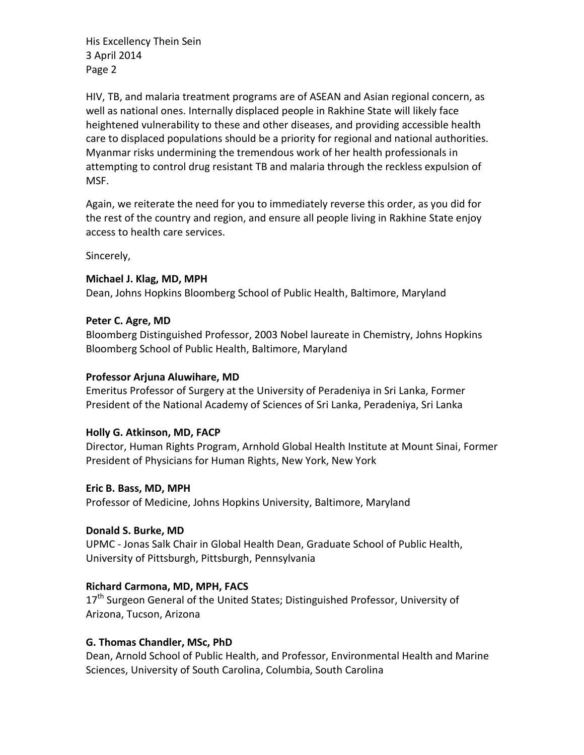HIV, TB, and malaria treatment programs are of ASEAN and Asian regional concern, as well as national ones. Internally displaced people in Rakhine State will likely face heightened vulnerability to these and other diseases, and providing accessible health care to displaced populations should be a priority for regional and national authorities. Myanmar risks undermining the tremendous work of her health professionals in attempting to control drug resistant TB and malaria through the reckless expulsion of MSF.

Again, we reiterate the need for you to immediately reverse this order, as you did for the rest of the country and region, and ensure all people living in Rakhine State enjoy access to health care services.

Sincerely,

**Michael J. Klag, MD, MPH**
Dean, Johns Hopkins Bloomberg School of Public Health, Baltimore, Maryland

**Peter C. Agre, MD**
Bloomberg Distinguished Professor, 2003 Nobel laureate in Chemistry, Johns Hopkins Bloomberg School of Public Health, Baltimore, Maryland

**Professor Arjuna Aluwihare, MD**
Emeritus Professor of Surgery at the University of Peradeniya in Sri Lanka, Former President of the National Academy of Sciences of Sri Lanka, Peradeniya, Sri Lanka

**Holly G. Atkinson, MD, FACP**
Director, Human Rights Program, Arnhold Global Health Institute at Mount Sinai, Former President of Physicians for Human Rights, New York, New York

**Eric B. Bass, MD, MPH**
Professor of Medicine, Johns Hopkins University, Baltimore, Maryland

**Donald S. Burke, MD**
UPMC - Jonas Salk Chair in Global Health Dean, Graduate School of Public Health, University of Pittsburgh, Pittsburgh, Pennsylvania

**Richard Carmona, MD, MPH, FACS**
17th Surgeon General of the United States; Distinguished Professor, University of Arizona, Tucson, Arizona

**G. Thomas Chandler, MSc, PhD**
Dean, Arnold School of Public Health, and Professor, Environmental Health and Marine Sciences, University of South Carolina, Columbia, South Carolina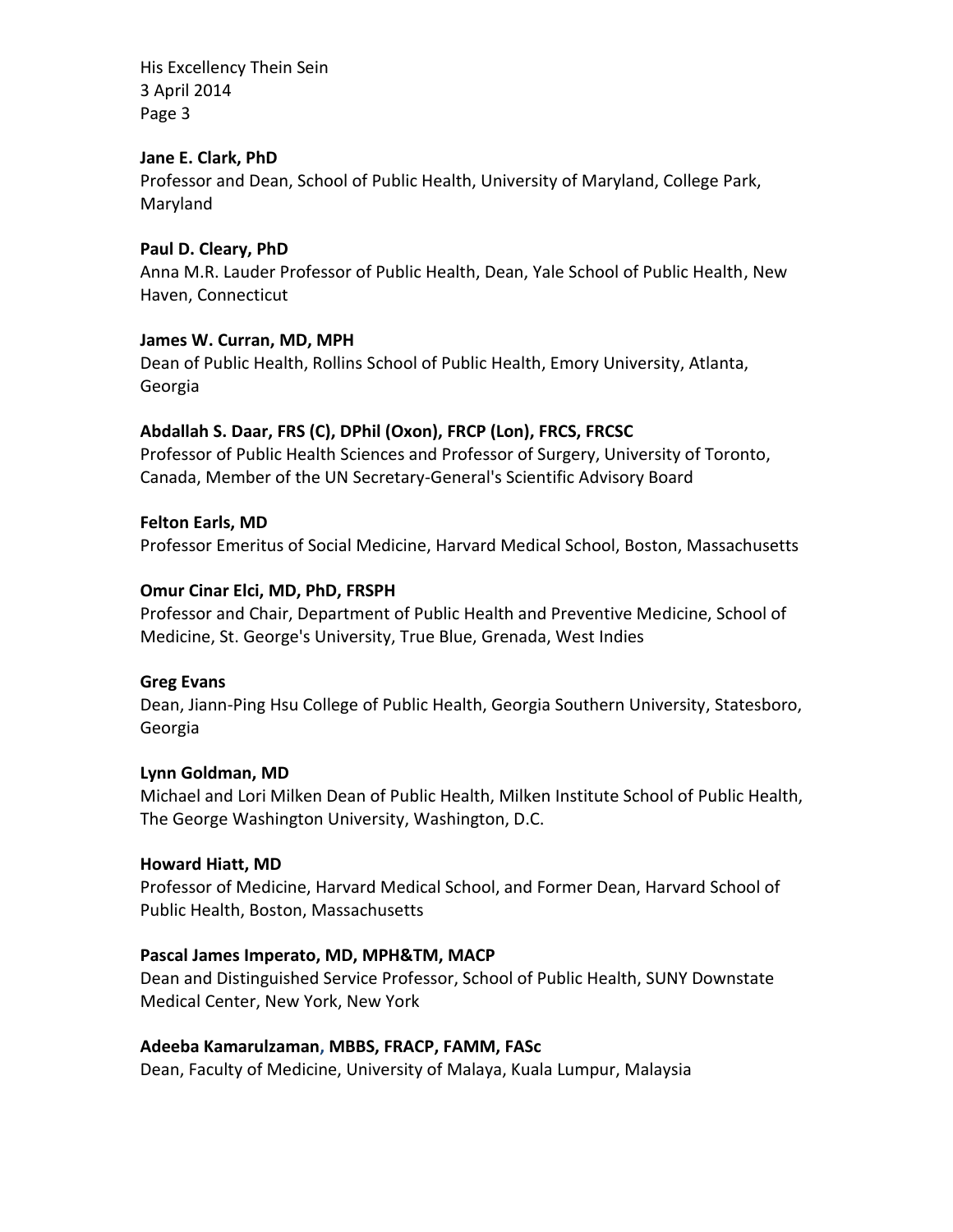**Jane E. Clark, PhD**
Professor and Dean, School of Public Health, University of Maryland, College Park, Maryland

**Paul D. Cleary, PhD**
Anna M.R. Lauder Professor of Public Health, Dean, Yale School of Public Health, New Haven, Connecticut

**James W. Curran, MD, MPH**
Dean of Public Health, Rollins School of Public Health, Emory University, Atlanta, Georgia

**Abdallah S. Daar, FRS (C), DPhil (Oxon), FRCP (Lon), FRCS, FRCSC**
Professor of Public Health Sciences and Professor of Surgery, University of Toronto, Canada, Member of the UN Secretary-General's Scientific Advisory Board

**Felton Earls, MD**
Professor Emeritus of Social Medicine, Harvard Medical School, Boston, Massachusetts

**Omur Cinar Elci, MD, PhD, FRSPH**
Professor and Chair, Department of Public Health and Preventive Medicine, School of Medicine, St. George's University, True Blue, Grenada, West Indies

**Greg Evans**
Dean, Jiann-Ping Hsu College of Public Health, Georgia Southern University, Statesboro, Georgia

**Lynn Goldman, MD**
Michael and Lori Milken Dean of Public Health, Milken Institute School of Public Health, The George Washington University, Washington, D.C.

**Howard Hiatt, MD**
Professor of Medicine, Harvard Medical School, and Former Dean, Harvard School of Public Health, Boston, Massachusetts

**Pascal James Imperato, MD, MPH&TM, MACP**
Dean and Distinguished Service Professor, School of Public Health, SUNY Downstate Medical Center, New York, New York

**Adeeba Kamarulzaman, MBBS, FRACP, FAMM, FASc**
Dean, Faculty of Medicine, University of Malaya, Kuala Lumpur, Malaysia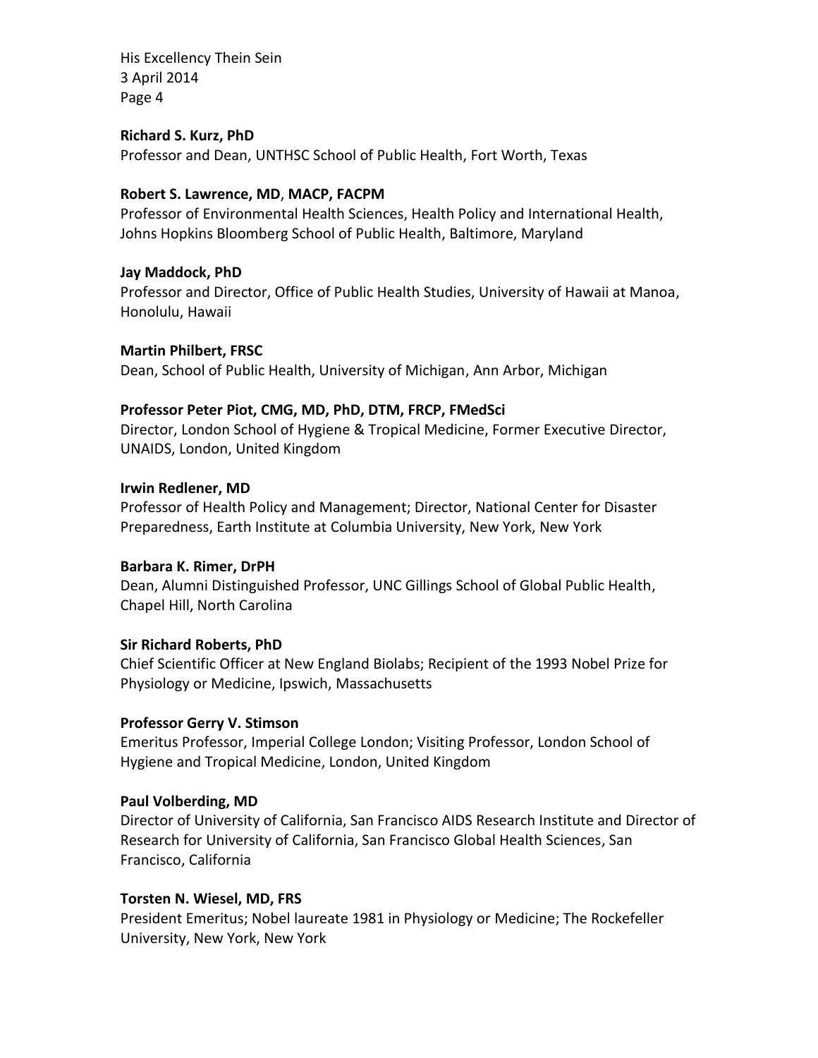**Richard S. Kurz, PhD**
Professor and Dean, UNTHSC School of Public Health, Fort Worth, Texas

**Robert S. Lawrence, MD, MACP, FACPM**
Professor of Environmental Health Sciences, Health Policy and International Health, Johns Hopkins Bloomberg School of Public Health, Baltimore, Maryland

**Jay Maddock, PhD**
Professor and Director, Office of Public Health Studies, University of Hawaii at Manoa, Honolulu, Hawaii

**Martin Philbert, FRSC**
Dean, School of Public Health, University of Michigan, Ann Arbor, Michigan

**Professor Peter Piot, CMG, MD, PhD, DTM, FRCP, FMedSci**
Director, London School of Hygiene & Tropical Medicine, Former Executive Director, UNAIDS, London, United Kingdom

**Irwin Redlener, MD**
Professor of Health Policy and Management; Director, National Center for Disaster Preparedness, Earth Institute at Columbia University, New York, New York

**Barbara K. Rimer, DrPH**
Dean, Alumni Distinguished Professor, UNC Gillings School of Global Public Health, Chapel Hill, North Carolina

**Sir Richard Roberts, PhD**
Chief Scientific Officer at New England Biolabs; Recipient of the 1993 Nobel Prize for Physiology or Medicine, Ipswich, Massachusetts

**Professor Gerry V. Stimson**
Emeritus Professor, Imperial College London; Visiting Professor, London School of Hygiene and Tropical Medicine, London, United Kingdom

**Paul Volberding, MD**
Director of University of California, San Francisco AIDS Research Institute and Director of Research for University of California, San Francisco Global Health Sciences, San Francisco, California

**Torsten N. Wiesel, MD, FRS**
President Emeritus; Nobel laureate 1981 in Physiology or Medicine; The Rockefeller University, New York, New York